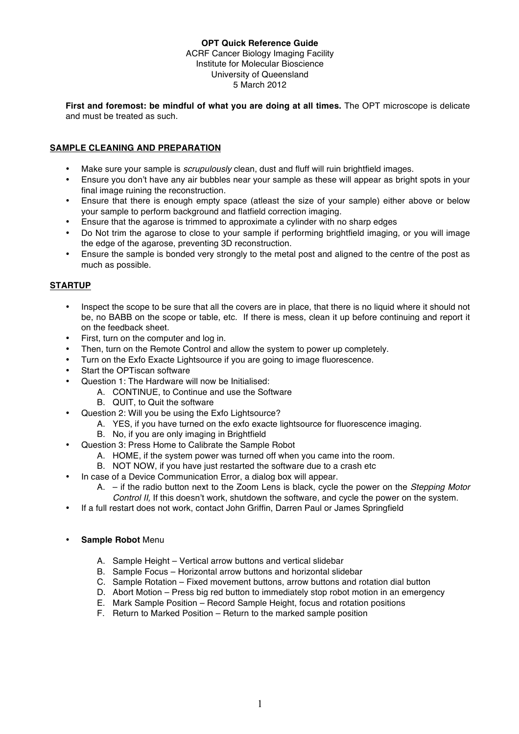**OPT Quick Reference Guide**
ACRF Cancer Biology Imaging Facility
Institute for Molecular Bioscience
University of Queensland
5 March 2012

**First and foremost: be mindful of what you are doing at all times.** The OPT microscope is delicate and must be treated as such.

## SAMPLE CLEANING AND PREPARATION

- Make sure your sample is *scrupulously* clean, dust and fluff will ruin brightfield images.
- Ensure you don't have any air bubbles near your sample as these will appear as bright spots in your final image ruining the reconstruction.
- Ensure that there is enough empty space (atleast the size of your sample) either above or below your sample to perform background and flatfield correction imaging.
- Ensure that the agarose is trimmed to approximate a cylinder with no sharp edges
- Do Not trim the agarose to close to your sample if performing brightfield imaging, or you will image the edge of the agarose, preventing 3D reconstruction.
- Ensure the sample is bonded very strongly to the metal post and aligned to the centre of the post as much as possible.

## STARTUP

- Inspect the scope to be sure that all the covers are in place, that there is no liquid where it should not be, no BABB on the scope or table, etc. If there is mess, clean it up before continuing and report it on the feedback sheet.
- First, turn on the computer and log in.
- Then, turn on the Remote Control and allow the system to power up completely.
- Turn on the Exfo Exacte Lightsource if you are going to image fluorescence.
- Start the OPTiscan software
- Question 1: The Hardware will now be Initialised:
    A. CONTINUE, to Continue and use the Software
    B. QUIT, to Quit the software
- Question 2: Will you be using the Exfo Lightsource?
    A. YES, if you have turned on the exfo exacte lightsource for fluorescence imaging.
    B. No, if you are only imaging in Brightfield
- Question 3: Press Home to Calibrate the Sample Robot
    A. HOME, if the system power was turned off when you came into the room.
    B. NOT NOW, if you have just restarted the software due to a crash etc
- In case of a Device Communication Error, a dialog box will appear.
    A. – if the radio button next to the Zoom Lens is black, cycle the power on the *Stepping Motor Control II,* If this doesn't work, shutdown the software, and cycle the power on the system.
- If a full restart does not work, contact John Griffin, Darren Paul or James Springfield

- **Sample Robot** Menu
    A. Sample Height – Vertical arrow buttons and vertical slidebar
    B. Sample Focus – Horizontal arrow buttons and horizontal slidebar
    C. Sample Rotation – Fixed movement buttons, arrow buttons and rotation dial button
    D. Abort Motion – Press big red button to immediately stop robot motion in an emergency
    E. Mark Sample Position – Record Sample Height, focus and rotation positions
    F. Return to Marked Position – Return to the marked sample position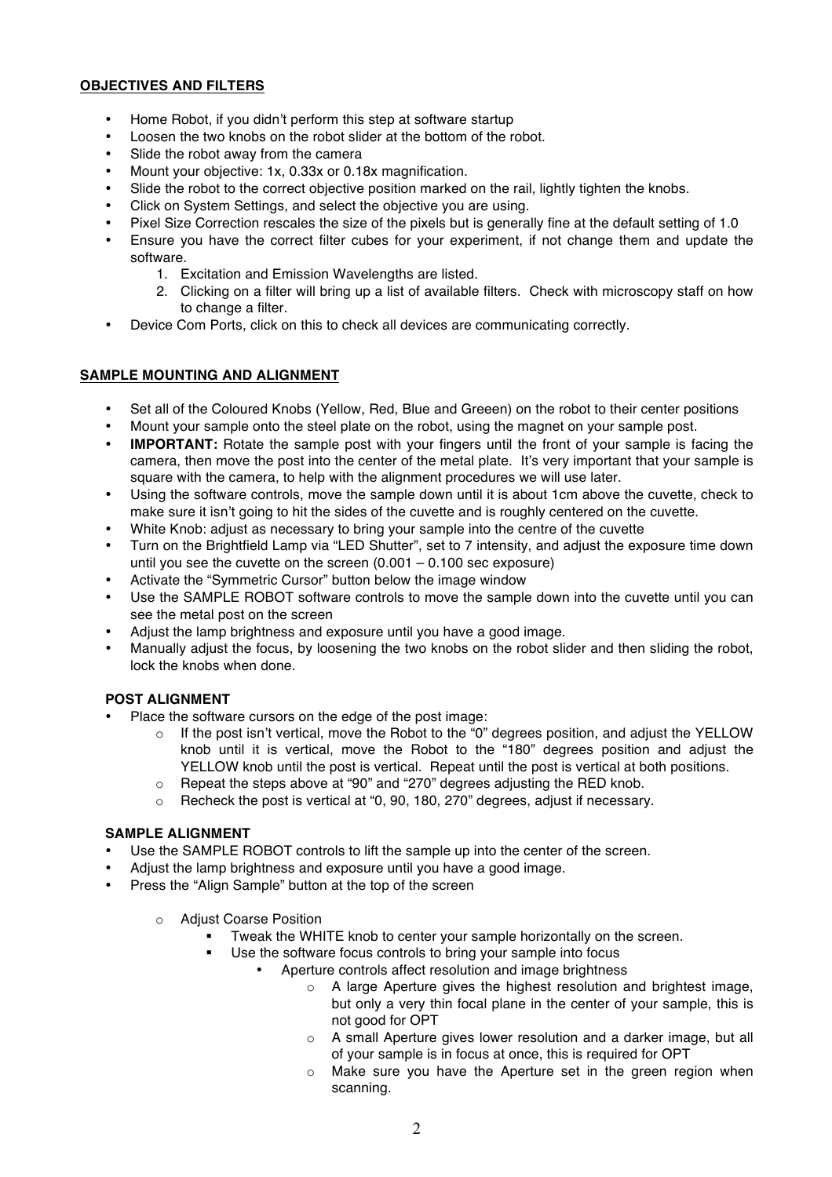## OBJECTIVES AND FILTERS

- Home Robot, if you didn't perform this step at software startup
- Loosen the two knobs on the robot slider at the bottom of the robot.
- Slide the robot away from the camera
- Mount your objective: 1x, 0.33x or 0.18x magnification.
- Slide the robot to the correct objective position marked on the rail, lightly tighten the knobs.
- Click on System Settings, and select the objective you are using.
- Pixel Size Correction rescales the size of the pixels but is generally fine at the default setting of 1.0
- Ensure you have the correct filter cubes for your experiment, if not change them and update the software.
    1. Excitation and Emission Wavelengths are listed.
    2. Clicking on a filter will bring up a list of available filters. Check with microscopy staff on how to change a filter.
- Device Com Ports, click on this to check all devices are communicating correctly.

## SAMPLE MOUNTING AND ALIGNMENT

- Set all of the Coloured Knobs (Yellow, Red, Blue and Greeen) on the robot to their center positions
- Mount your sample onto the steel plate on the robot, using the magnet on your sample post.
- **IMPORTANT:** Rotate the sample post with your fingers until the front of your sample is facing the camera, then move the post into the center of the metal plate. It's very important that your sample is square with the camera, to help with the alignment procedures we will use later.
- Using the software controls, move the sample down until it is about 1cm above the cuvette, check to make sure it isn't going to hit the sides of the cuvette and is roughly centered on the cuvette.
- White Knob: adjust as necessary to bring your sample into the centre of the cuvette
- Turn on the Brightfield Lamp via "LED Shutter", set to 7 intensity, and adjust the exposure time down until you see the cuvette on the screen (0.001 – 0.100 sec exposure)
- Activate the "Symmetric Cursor" button below the image window
- Use the SAMPLE ROBOT software controls to move the sample down into the cuvette until you can see the metal post on the screen
- Adjust the lamp brightness and exposure until you have a good image.
- Manually adjust the focus, by loosening the two knobs on the robot slider and then sliding the robot, lock the knobs when done.

### POST ALIGNMENT

- Place the software cursors on the edge of the post image:
    - If the post isn't vertical, move the Robot to the "0" degrees position, and adjust the YELLOW knob until it is vertical, move the Robot to the "180" degrees position and adjust the YELLOW knob until the post is vertical. Repeat until the post is vertical at both positions.
    - Repeat the steps above at "90" and "270" degrees adjusting the RED knob.
    - Recheck the post is vertical at "0, 90, 180, 270" degrees, adjust if necessary.

### SAMPLE ALIGNMENT

- Use the SAMPLE ROBOT controls to lift the sample up into the center of the screen.
- Adjust the lamp brightness and exposure until you have a good image.
- Press the "Align Sample" button at the top of the screen
    - Adjust Coarse Position
        - Tweak the WHITE knob to center your sample horizontally on the screen.
        - Use the software focus controls to bring your sample into focus
            - Aperture controls affect resolution and image brightness
                - A large Aperture gives the highest resolution and brightest image, but only a very thin focal plane in the center of your sample, this is not good for OPT
                - A small Aperture gives lower resolution and a darker image, but all of your sample is in focus at once, this is required for OPT
                - Make sure you have the Aperture set in the green region when scanning.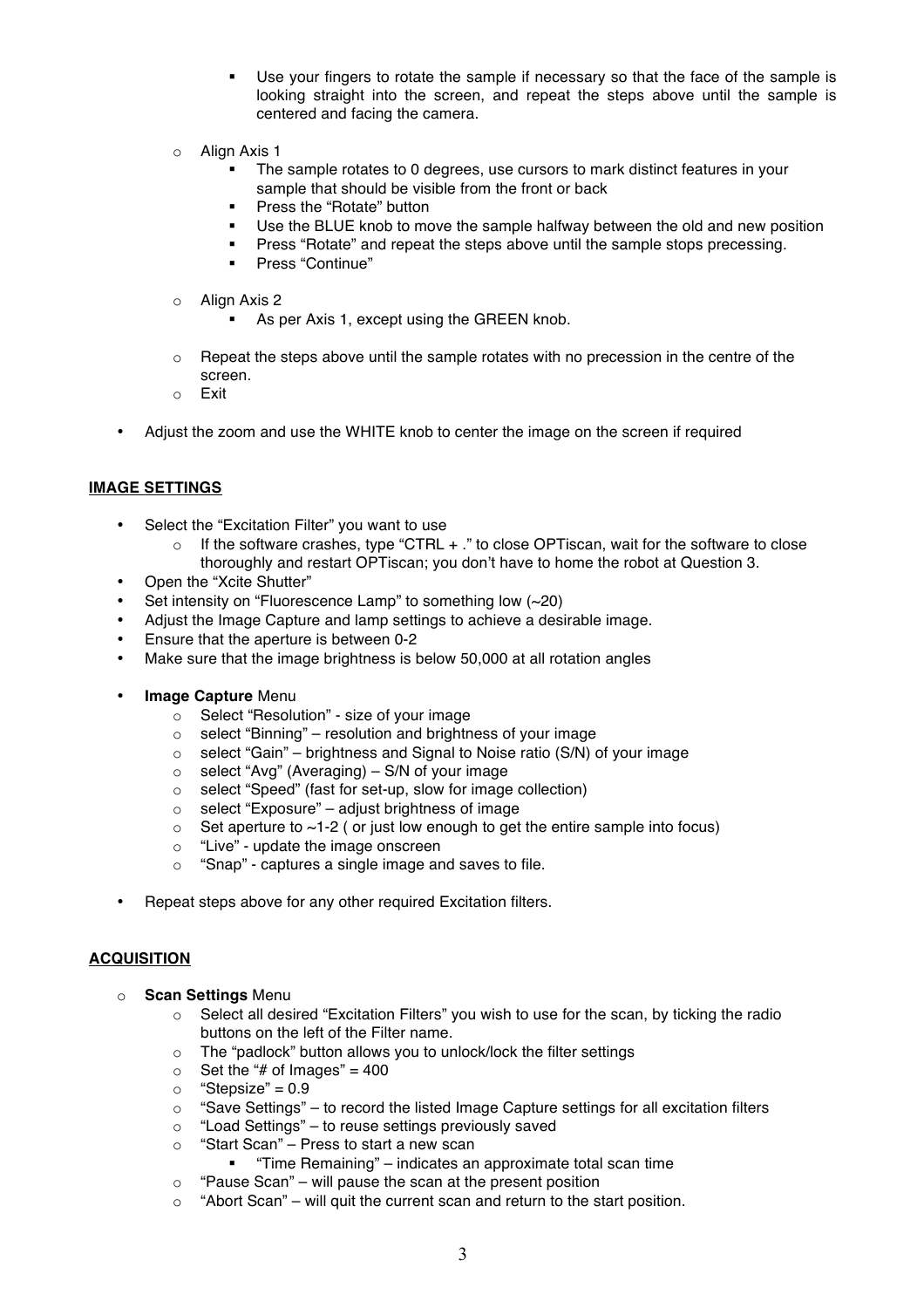- Use your fingers to rotate the sample if necessary so that the face of the sample is looking straight into the screen, and repeat the steps above until the sample is centered and facing the camera.

  - Align Axis 1
    - The sample rotates to 0 degrees, use cursors to mark distinct features in your sample that should be visible from the front or back
    - Press the "Rotate" button
    - Use the BLUE knob to move the sample halfway between the old and new position
    - Press "Rotate" and repeat the steps above until the sample stops precessing.
    - Press "Continue"

  - Align Axis 2
    - As per Axis 1, except using the GREEN knob.

  - Repeat the steps above until the sample rotates with no precession in the centre of the screen.
  - Exit

- Adjust the zoom and use the WHITE knob to center the image on the screen if required

**IMAGE SETTINGS**

- Select the "Excitation Filter" you want to use
  - If the software crashes, type "CTRL + ." to close OPTiscan, wait for the software to close thoroughly and restart OPTiscan; you don't have to home the robot at Question 3.
- Open the "Xcite Shutter"
- Set intensity on "Fluorescence Lamp" to something low (~20)
- Adjust the Image Capture and lamp settings to achieve a desirable image.
- Ensure that the aperture is between 0-2
- Make sure that the image brightness is below 50,000 at all rotation angles

- **Image Capture** Menu
  - Select "Resolution" - size of your image
  - select "Binning" – resolution and brightness of your image
  - select "Gain" – brightness and Signal to Noise ratio (S/N) of your image
  - select "Avg" (Averaging) – S/N of your image
  - select "Speed" (fast for set-up, slow for image collection)
  - select "Exposure" – adjust brightness of image
  - Set aperture to ~1-2 ( or just low enough to get the entire sample into focus)
  - "Live" - update the image onscreen
  - "Snap" - captures a single image and saves to file.

- Repeat steps above for any other required Excitation filters.

**ACQUISITION**

- **Scan Settings** Menu
  - Select all desired "Excitation Filters" you wish to use for the scan, by ticking the radio buttons on the left of the Filter name.
  - The "padlock" button allows you to unlock/lock the filter settings
  - Set the "# of Images" = 400
  - "Stepsize" = 0.9
  - "Save Settings" – to record the listed Image Capture settings for all excitation filters
  - "Load Settings" – to reuse settings previously saved
  - "Start Scan" – Press to start a new scan
    - "Time Remaining" – indicates an approximate total scan time
  - "Pause Scan" – will pause the scan at the present position
  - "Abort Scan" – will quit the current scan and return to the start position.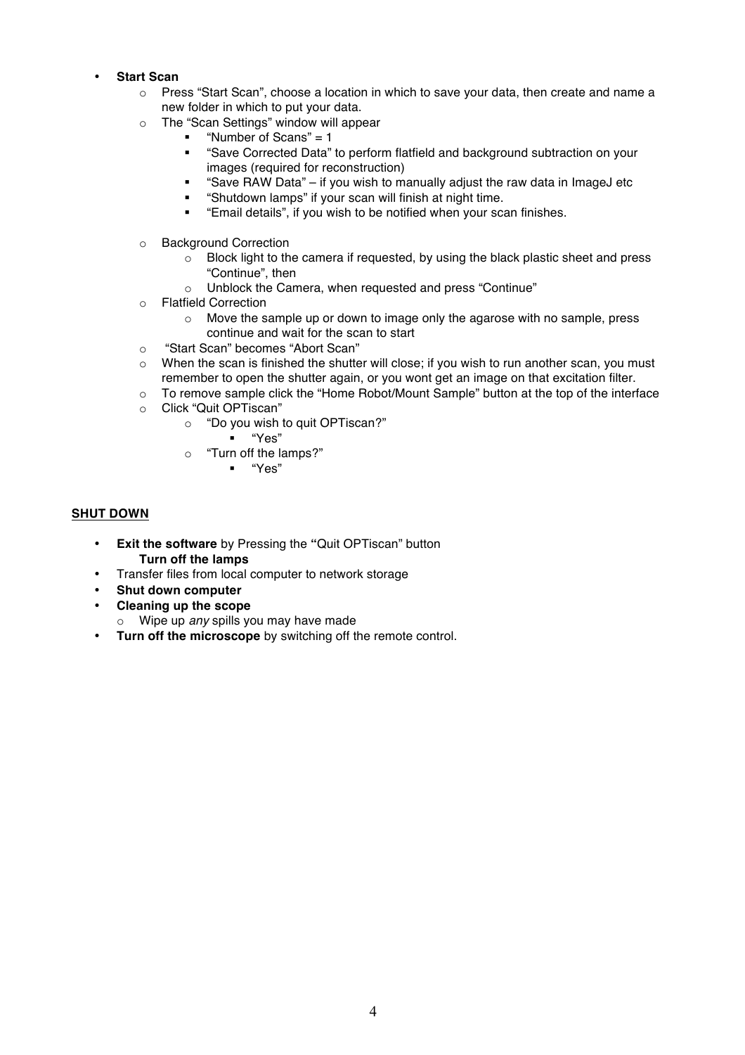- **Start Scan**
  - Press "Start Scan", choose a location in which to save your data, then create and name a new folder in which to put your data.
  - The "Scan Settings" window will appear
    - "Number of Scans" = 1
    - "Save Corrected Data" to perform flatfield and background subtraction on your images (required for reconstruction)
    - "Save RAW Data" – if you wish to manually adjust the raw data in ImageJ etc
    - "Shutdown lamps" if your scan will finish at night time.
    - "Email details", if you wish to be notified when your scan finishes.
  - Background Correction
    - Block light to the camera if requested, by using the black plastic sheet and press "Continue", then
    - Unblock the Camera, when requested and press "Continue"
  - Flatfield Correction
    - Move the sample up or down to image only the agarose with no sample, press continue and wait for the scan to start
  - "Start Scan" becomes "Abort Scan"
  - When the scan is finished the shutter will close; if you wish to run another scan, you must remember to open the shutter again, or you wont get an image on that excitation filter.
  - To remove sample click the "Home Robot/Mount Sample" button at the top of the interface
  - Click "Quit OPTiscan"
    - "Do you wish to quit OPTiscan?"
      - "Yes"
    - "Turn off the lamps?"
      - "Yes"

**SHUT DOWN**

- **Exit the software** by Pressing the **"**Quit OPTiscan" button
  **Turn off the lamps**
- Transfer files from local computer to network storage
- **Shut down computer**
- **Cleaning up the scope**
  - Wipe up *any* spills you may have made
- **Turn off the microscope** by switching off the remote control.